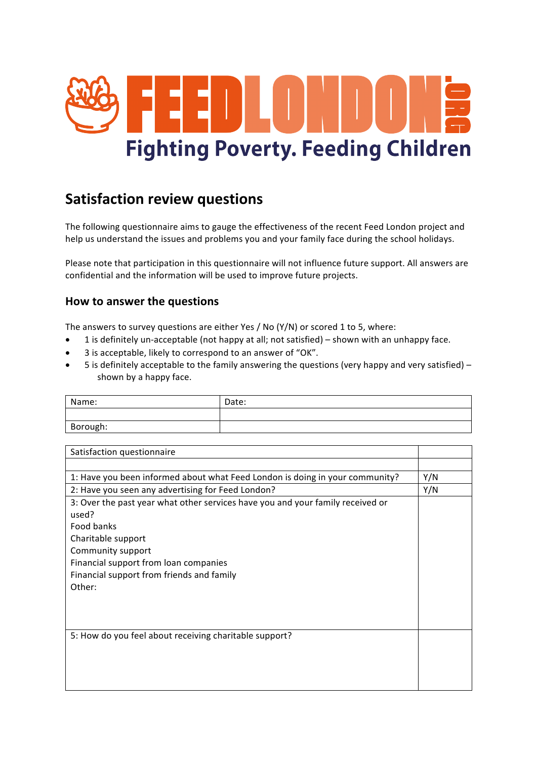# FEEDLONDON.ORG

**Fighting Poverty. Feeding Children**

## Satisfaction review questions

The following questionnaire aims to gauge the effectiveness of the recent Feed London project and help us understand the issues and problems you and your family face during the school holidays.

Please note that participation in this questionnaire will not influence future support. All answers are confidential and the information will be used to improve future projects.

### How to answer the questions

The answers to survey questions are either Yes / No (Y/N) or scored 1 to 5, where:

- 1 is definitely un-acceptable (not happy at all; not satisfied) – shown with an unhappy face.
- 3 is acceptable, likely to correspond to an answer of "OK".
- 5 is definitely acceptable to the family answering the questions (very happy and very satisfied) – shown by a happy face.

| Name: | Date: |
| --- | --- |
| | |
| Borough: | |

| Satisfaction questionnaire | |
| --- | --- |
| | |
| 1: Have you been informed about what Feed London is doing in your community? | Y/N |
| 2: Have you seen any advertising for Feed London? | Y/N |
| 3: Over the past year what other services have you and your family received or used?<br>Food banks<br>Charitable support<br>Community support<br>Financial support from loan companies<br>Financial support from friends and family<br>Other: | |
| 5: How do you feel about receiving charitable support? | |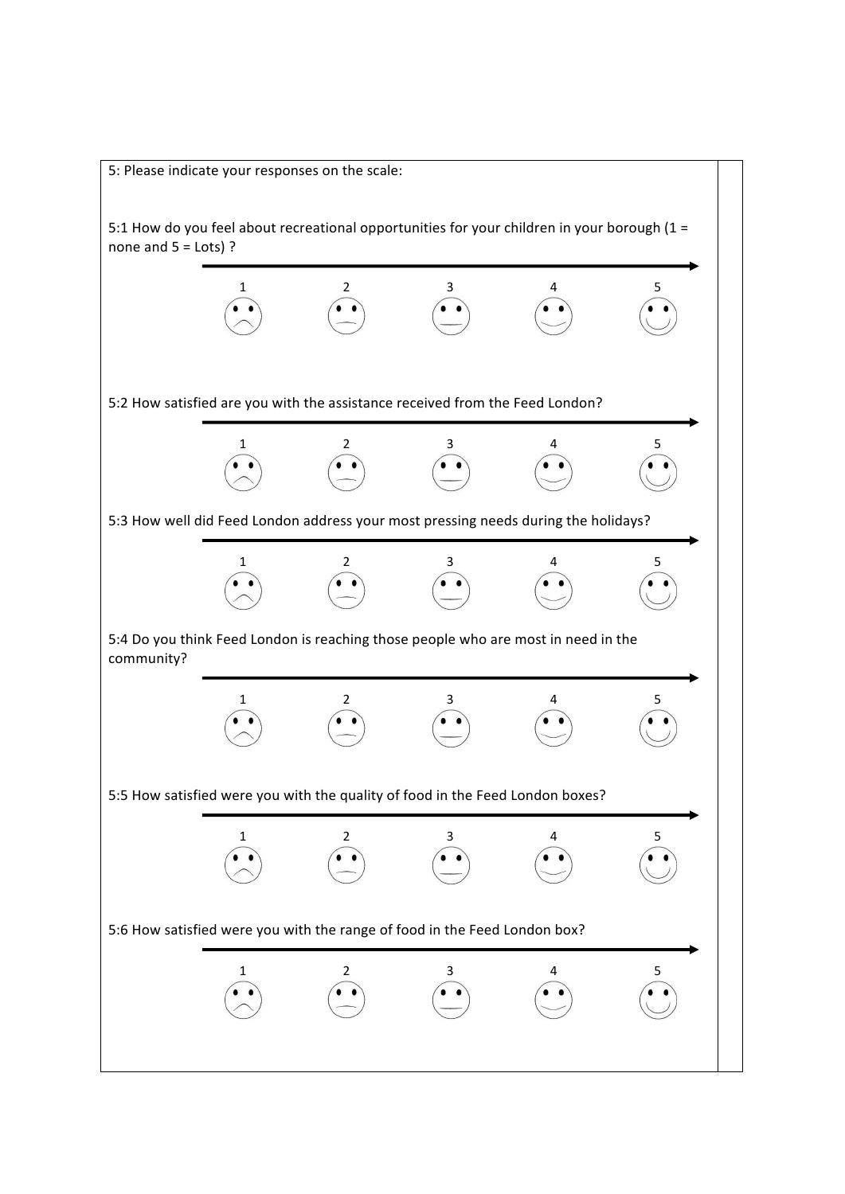5: Please indicate your responses on the scale:

5:1 How do you feel about recreational opportunities for your children in your borough (1 = none and 5 = Lots) ?

1 2 3 4 5

5:2 How satisfied are you with the assistance received from the Feed London?

1 2 3 4 5

5:3 How well did Feed London address your most pressing needs during the holidays?

1 2 3 4 5

5:4 Do you think Feed London is reaching those people who are most in need in the community?

1 2 3 4 5

5:5 How satisfied were you with the quality of food in the Feed London boxes?

1 2 3 4 5

5:6 How satisfied were you with the range of food in the Feed London box?

1 2 3 4 5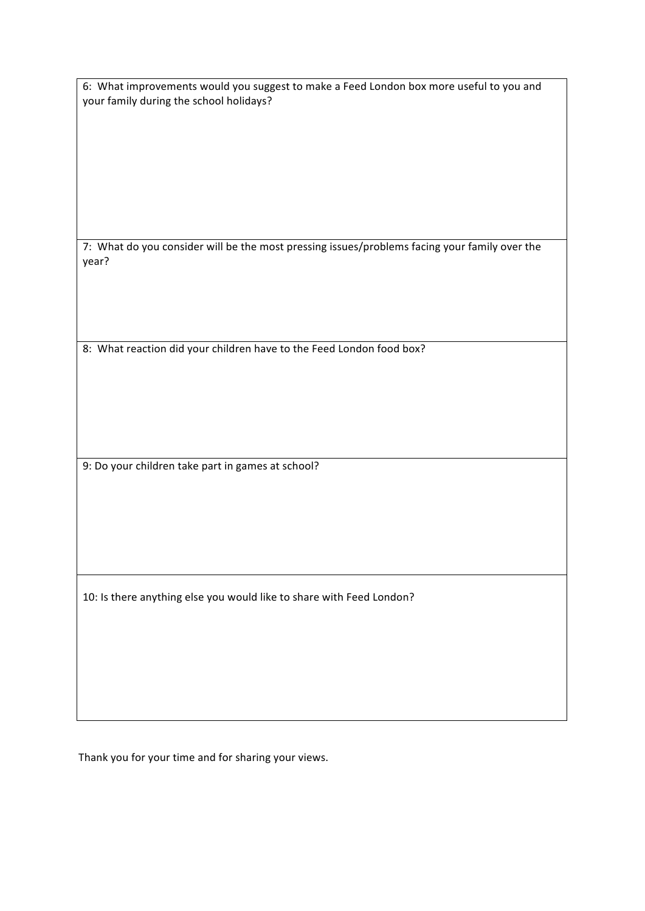| |
|---|
| 6: What improvements would you suggest to make a Feed London box more useful to you and your family during the school holidays? |
| 7: What do you consider will be the most pressing issues/problems facing your family over the year? |
| 8: What reaction did your children have to the Feed London food box? |
| 9: Do your children take part in games at school? |
| 10: Is there anything else you would like to share with Feed London? |

Thank you for your time and for sharing your views.